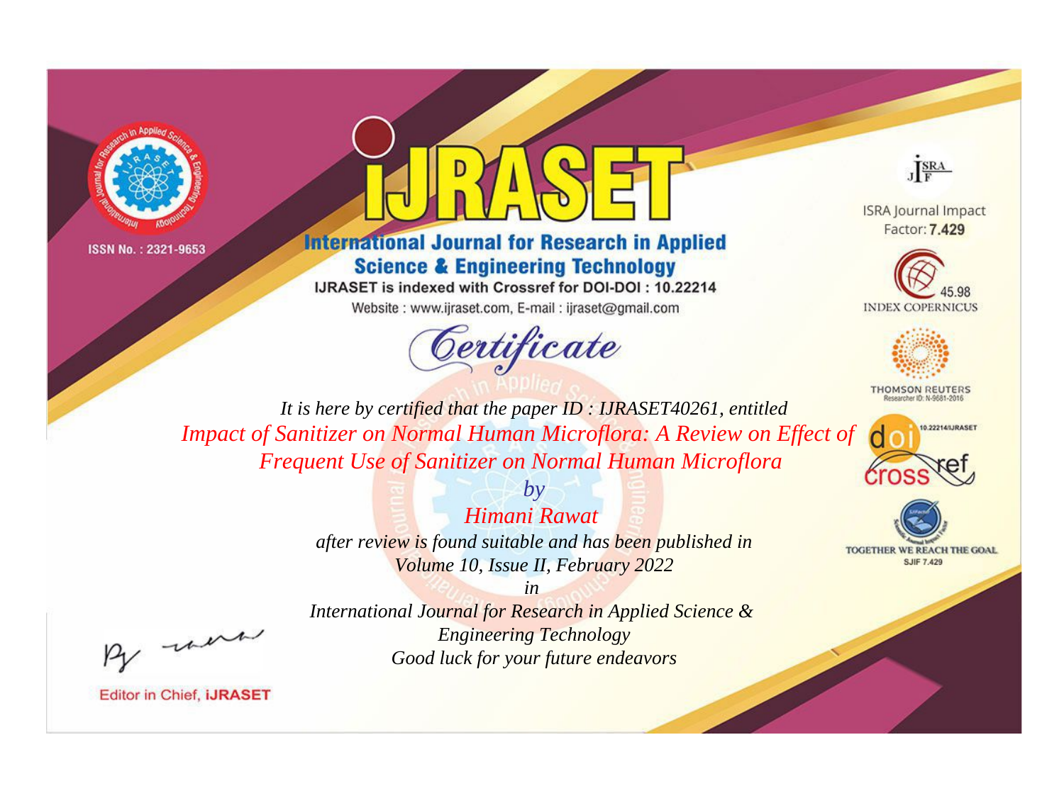ISSN No. : 2321-9653

# iJRASET

## International Journal for Research in Applied Science & Engineering Technology

IJRASET is indexed with Crossref for DOI-DOI : 10.22214

Website : www.ijraset.com, E-mail : ijraset@gmail.com

ISRA Journal Impact Factor: **7.429**

45.98 INDEX COPERNICUS

THOMSON REUTERS Researcher ID: N-9681-2016

10.22214/IJRASET

TOGETHER WE REACH THE GOAL SJIF 7.429

# *Certificate*

*It is here by certified that the paper ID : IJRASET40261, entitled*

*Impact of Sanitizer on Normal Human Microflora: A Review on Effect of Frequent Use of Sanitizer on Normal Human Microflora*

*by*

*Himani Rawat*

*after review is found suitable and has been published in*

*Volume 10, Issue II, February 2022*

*in*

*International Journal for Research in Applied Science & Engineering Technology*

*Good luck for your future endeavors*

Editor in Chief, **iJRASET**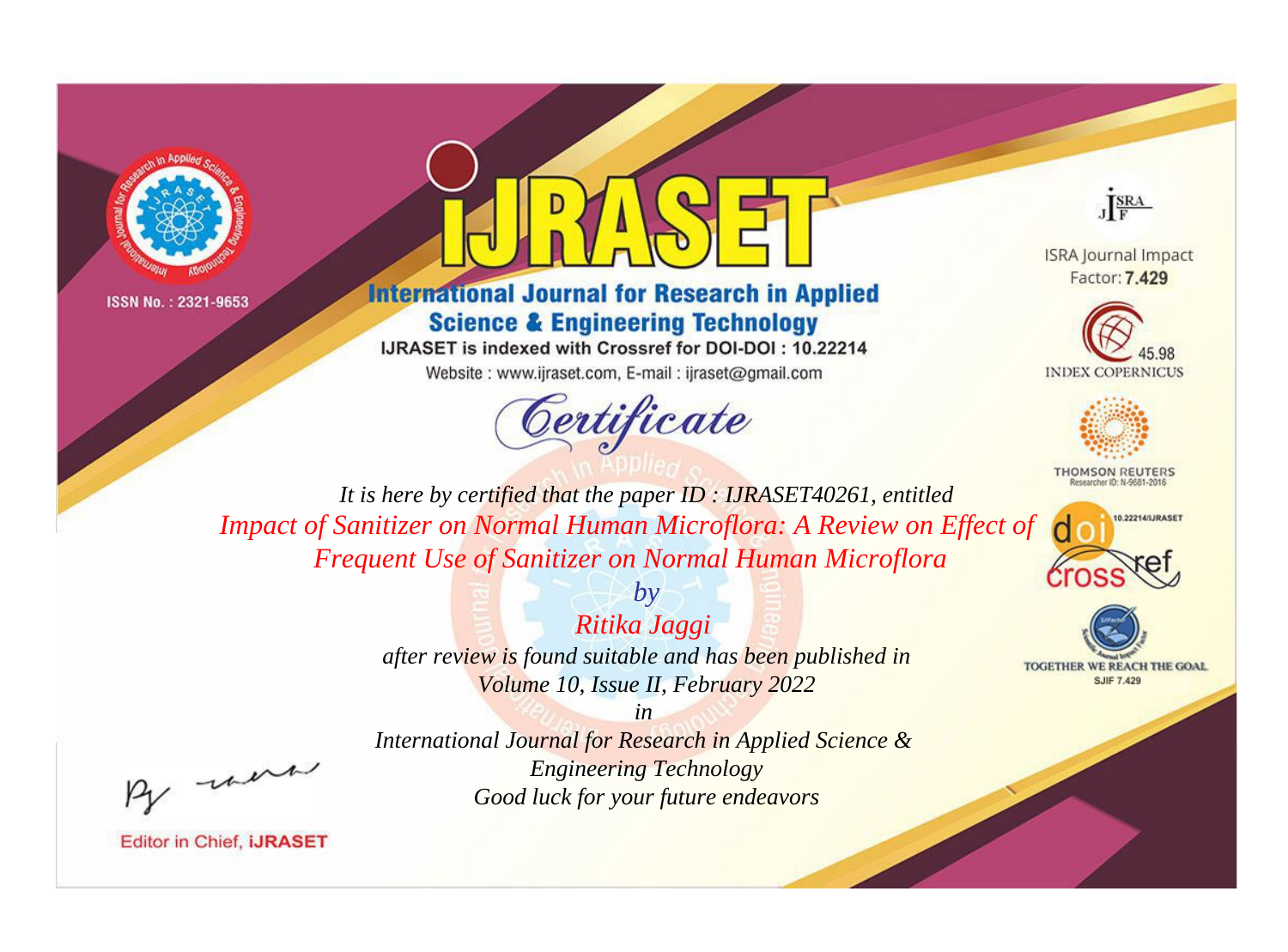ISSN No. : 2321-9653

# iJRASET

## International Journal for Research in Applied Science & Engineering Technology

IJRASET is indexed with Crossref for DOI-DOI : 10.22214

Website : www.ijraset.com, E-mail : ijraset@gmail.com

# Certificate

*It is here by certified that the paper ID : IJRASET40261, entitled*

*Impact of Sanitizer on Normal Human Microflora: A Review on Effect of Frequent Use of Sanitizer on Normal Human Microflora*

*by*

*Ritika Jaggi*

*after review is found suitable and has been published in*

*Volume 10, Issue II, February 2022*

*in*

*International Journal for Research in Applied Science & Engineering Technology*

*Good luck for your future endeavors*

ISRA Journal Impact Factor: **7.429**

45.98 INDEX COPERNICUS

THOMSON REUTERS Researcher ID: N-9681-2016

10.22214/IJRASET

TOGETHER WE REACH THE GOAL SJIF 7.429

Editor in Chief, **iJRASET**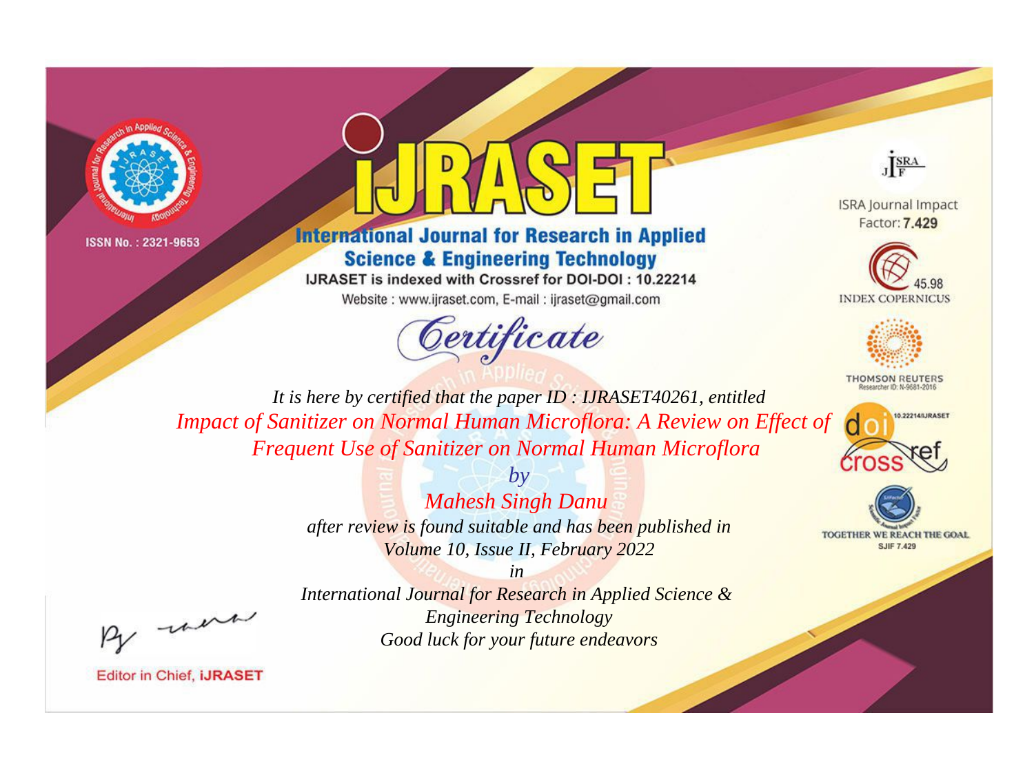ISSN No. : 2321-9653

# iJRASET

## International Journal for Research in Applied Science & Engineering Technology

IJRASET is indexed with Crossref for DOI-DOI : 10.22214

Website : www.ijraset.com, E-mail : ijraset@gmail.com

ISRA Journal Impact Factor: **7.429**

45.98 INDEX COPERNICUS

THOMSON REUTERS Researcher ID: N-9681-2016

10.22214/IJRASET

TOGETHER WE REACH THE GOAL SJIF 7.429

# *Certificate*

*It is here by certified that the paper ID : IJRASET40261, entitled*

*Impact of Sanitizer on Normal Human Microflora: A Review on Effect of Frequent Use of Sanitizer on Normal Human Microflora*

*by*

*Mahesh Singh Danu*

*after review is found suitable and has been published in*

*Volume 10, Issue II, February 2022*

*in*

*International Journal for Research in Applied Science & Engineering Technology*

*Good luck for your future endeavors*

Editor in Chief, **iJRASET**